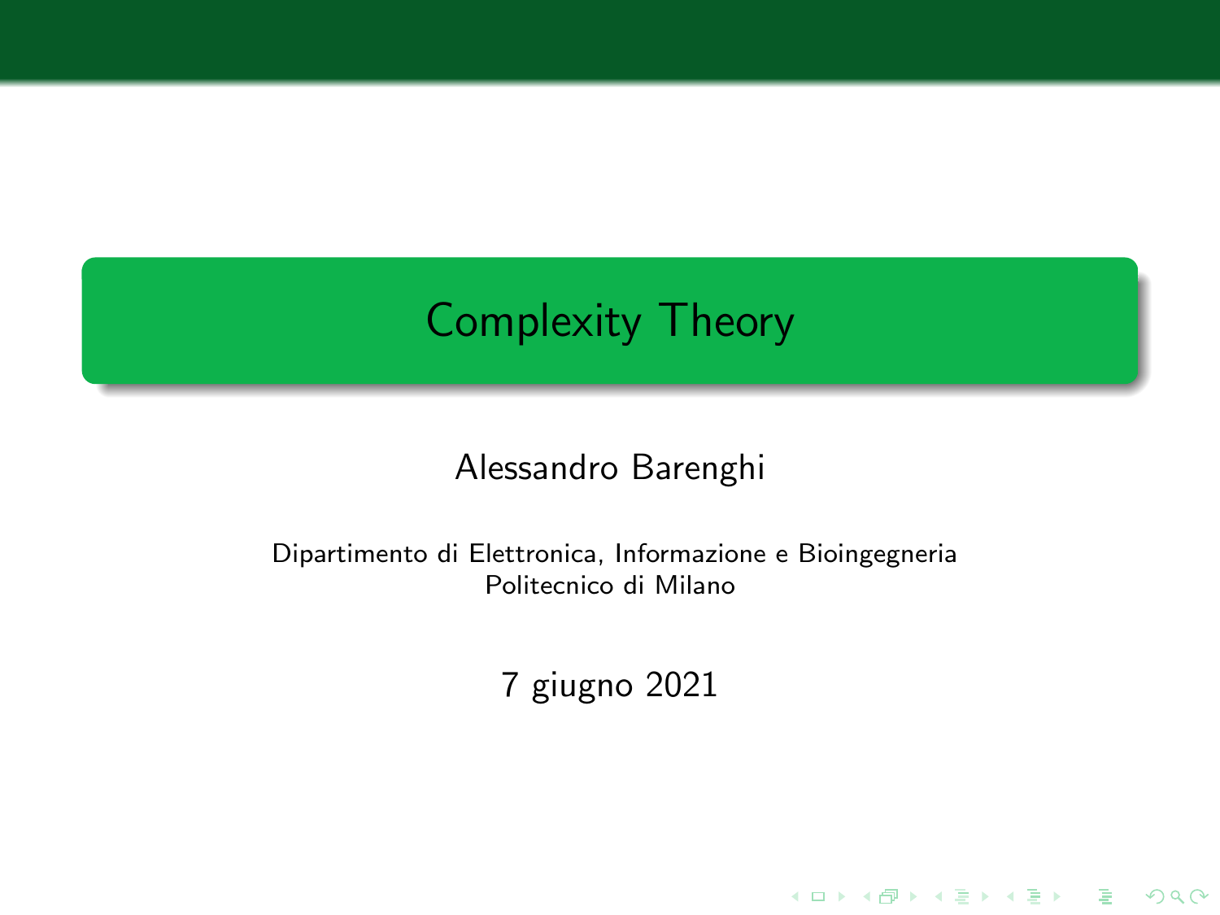# Complexity Theory

Alessandro Barenghi

Dipartimento di Elettronica, Informazione e Bioingegneria
Politecnico di Milano

7 giugno 2021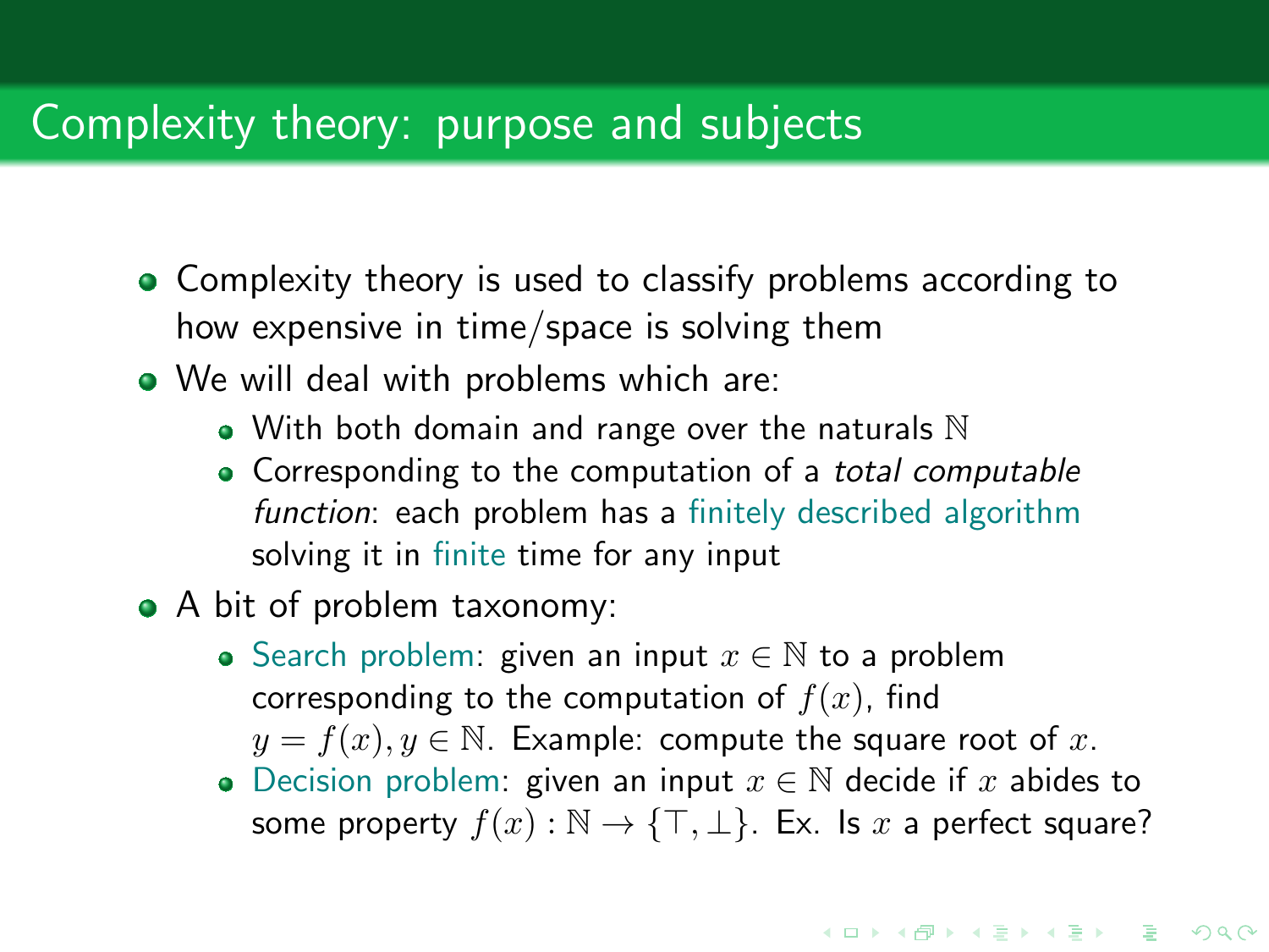# Complexity theory: purpose and subjects

- Complexity theory is used to classify problems according to how expensive in time/space is solving them
- We will deal with problems which are:
  - With both domain and range over the naturals $\mathbb{N}$
  - Corresponding to the computation of a *total computable function*: each problem has a finitely described algorithm solving it in finite time for any input
- A bit of problem taxonomy:
  - Search problem: given an input $x \in \mathbb{N}$ to a problem corresponding to the computation of $f(x)$, find $y = f(x), y \in \mathbb{N}$. Example: compute the square root of $x$.
  - Decision problem: given an input $x \in \mathbb{N}$ decide if $x$ abides to some property $f(x) : \mathbb{N} \rightarrow \{\top, \bot\}$. Ex. Is $x$ a perfect square?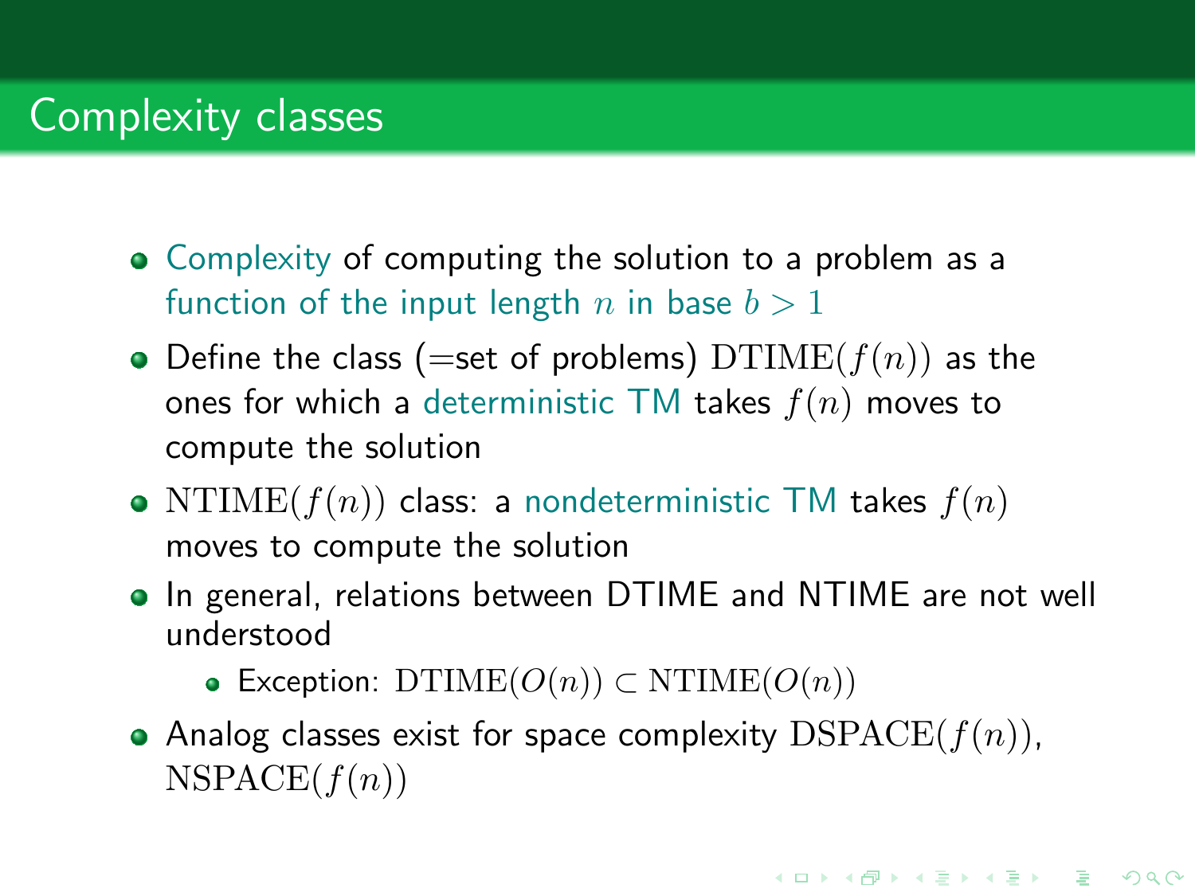# Complexity classes

- Complexity of computing the solution to a problem as a function of the input length $n$ in base $b > 1$
- Define the class (=set of problems) $\mathrm{DTIME}(f(n))$ as the ones for which a deterministic TM takes $f(n)$ moves to compute the solution
- $\mathrm{NTIME}(f(n))$ class: a nondeterministic TM takes $f(n)$ moves to compute the solution
- In general, relations between DTIME and NTIME are not well understood
  - Exception: $\mathrm{DTIME}(O(n)) \subset \mathrm{NTIME}(O(n))$
- Analog classes exist for space complexity $\mathrm{DSPACE}(f(n))$, $\mathrm{NSPACE}(f(n))$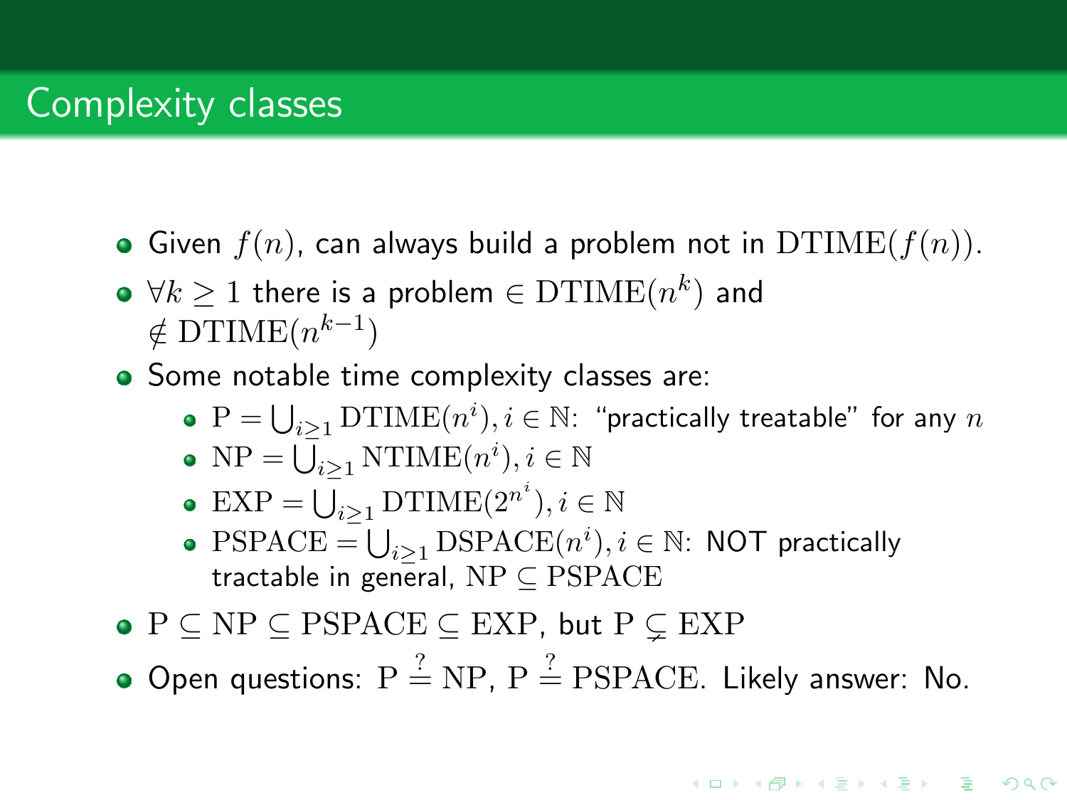# Complexity classes

- Given $f(n)$, can always build a problem not in $\mathrm{DTIME}(f(n))$.
- $\forall k \geq 1$ there is a problem $\in \mathrm{DTIME}(n^k)$ and $\notin \mathrm{DTIME}(n^{k-1})$
- Some notable time complexity classes are:
  - $\mathrm{P} = \bigcup_{i \geq 1} \mathrm{DTIME}(n^i), i \in \mathbb{N}$: "practically treatable" for any $n$
  - $\mathrm{NP} = \bigcup_{i \geq 1} \mathrm{NTIME}(n^i), i \in \mathbb{N}$
  - $\mathrm{EXP} = \bigcup_{i \geq 1} \mathrm{DTIME}(2^{n^i}), i \in \mathbb{N}$
  - $\mathrm{PSPACE} = \bigcup_{i \geq 1} \mathrm{DSPACE}(n^i), i \in \mathbb{N}$: NOT practically tractable in general, $\mathrm{NP} \subseteq \mathrm{PSPACE}$
- $\mathrm{P} \subseteq \mathrm{NP} \subseteq \mathrm{PSPACE} \subseteq \mathrm{EXP}$, but $\mathrm{P} \subsetneq \mathrm{EXP}$
- Open questions: $\mathrm{P} \stackrel{?}{=} \mathrm{NP}$, $\mathrm{P} \stackrel{?}{=} \mathrm{PSPACE}$. Likely answer: No.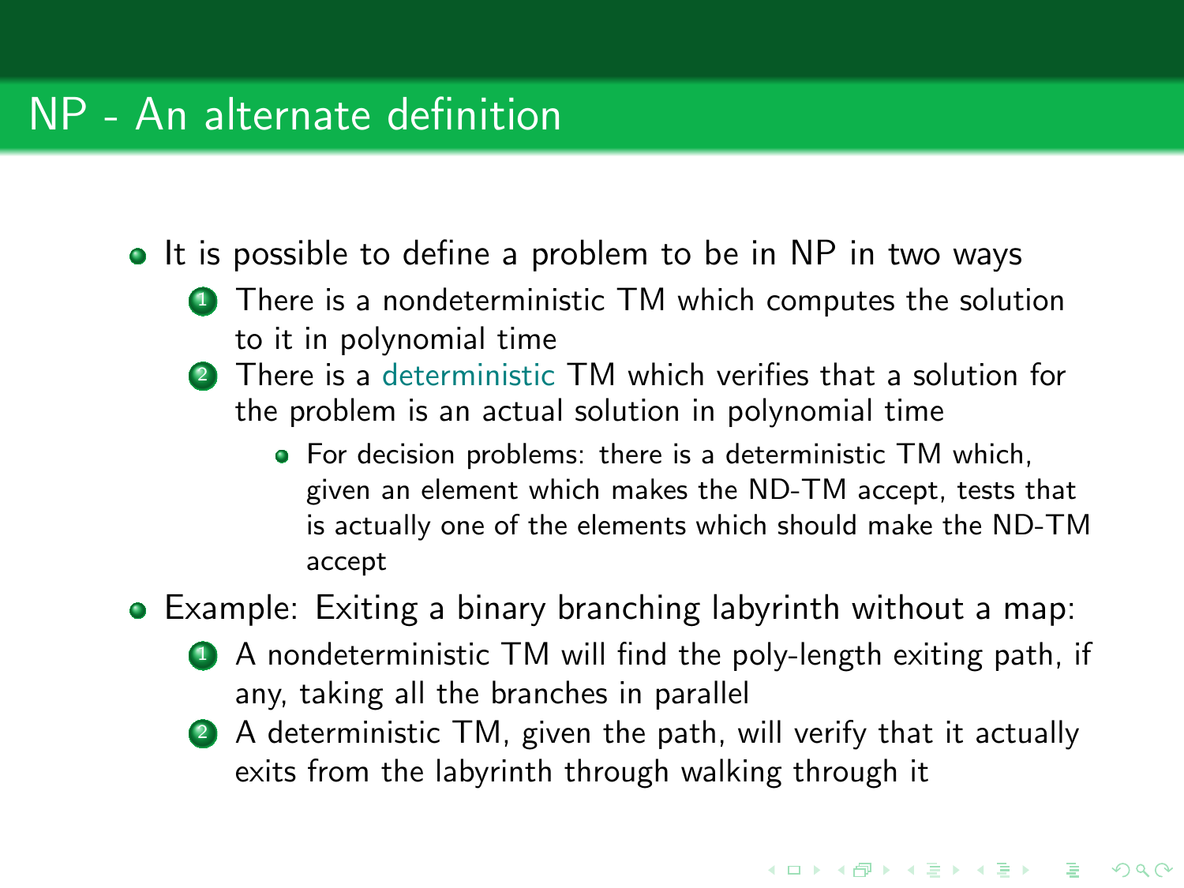# NP - An alternate definition

- It is possible to define a problem to be in NP in two ways
  1. There is a nondeterministic TM which computes the solution to it in polynomial time
  2. There is a deterministic TM which verifies that a solution for the problem is an actual solution in polynomial time
     - For decision problems: there is a deterministic TM which, given an element which makes the ND-TM accept, tests that is actually one of the elements which should make the ND-TM accept
- Example: Exiting a binary branching labyrinth without a map:
  1. A nondeterministic TM will find the poly-length exiting path, if any, taking all the branches in parallel
  2. A deterministic TM, given the path, will verify that it actually exits from the labyrinth through walking through it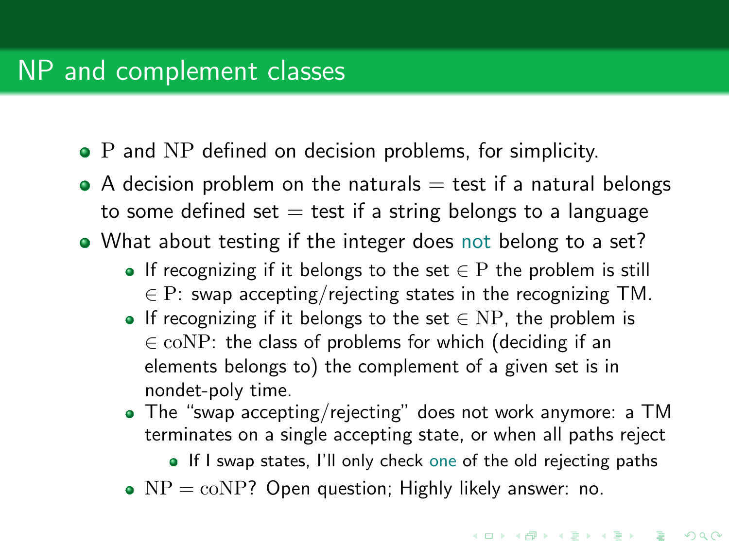# NP and complement classes

- $\mathrm{P}$ and $\mathrm{NP}$ defined on decision problems, for simplicity.
- A decision problem on the naturals = test if a natural belongs to some defined set = test if a string belongs to a language
- What about testing if the integer does not belong to a set?
  - If recognizing if it belongs to the set $\in \mathrm{P}$ the problem is still $\in \mathrm{P}$: swap accepting/rejecting states in the recognizing TM.
  - If recognizing if it belongs to the set $\in \mathrm{NP}$, the problem is $\in \mathrm{coNP}$: the class of problems for which (deciding if an elements belongs to) the complement of a given set is in nondet-poly time.
  - The "swap accepting/rejecting" does not work anymore: a TM terminates on a single accepting state, or when all paths reject
    - If I swap states, I'll only check one of the old rejecting paths
  - $\mathrm{NP} = \mathrm{coNP}$? Open question; Highly likely answer: no.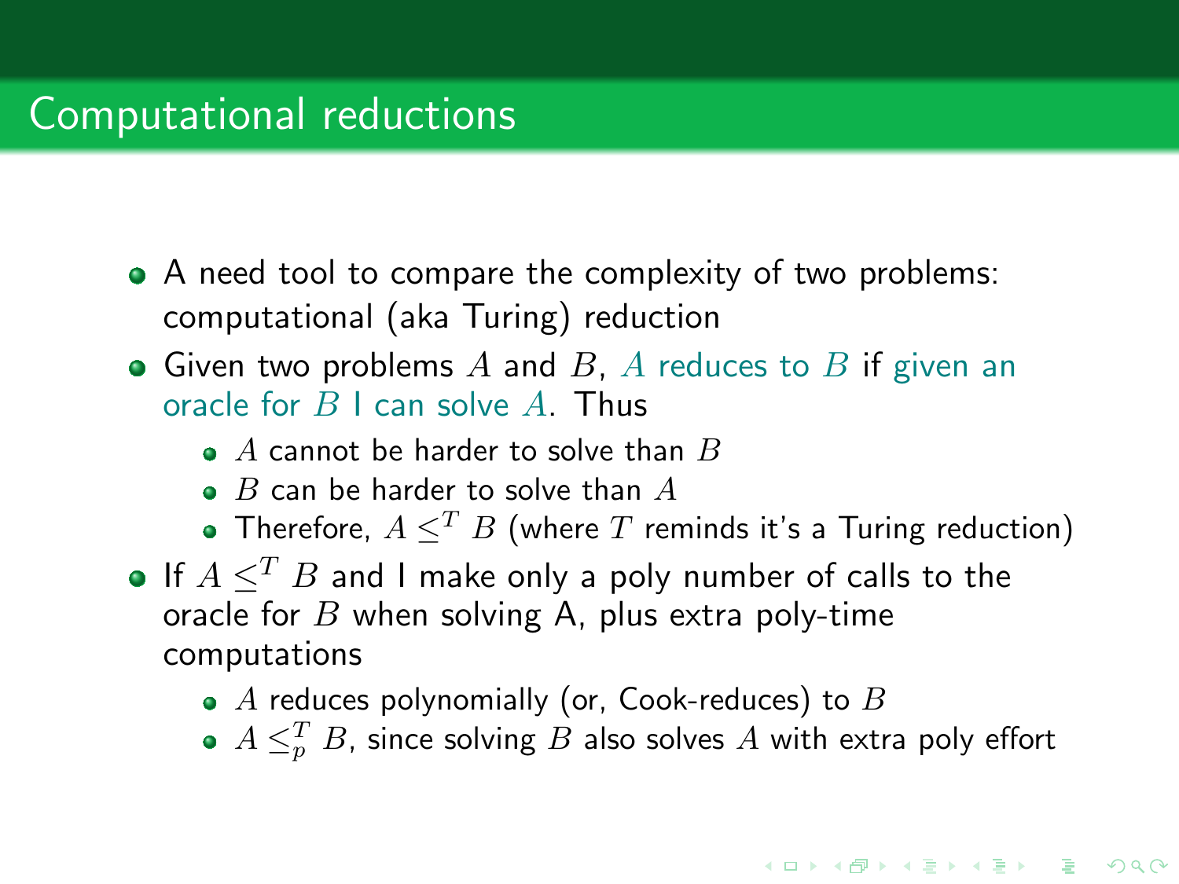# Computational reductions

- A need tool to compare the complexity of two problems: computational (aka Turing) reduction
- Given two problems $A$ and $B$, $A$ reduces to $B$ if given an oracle for $B$ I can solve $A$. Thus
  - $A$ cannot be harder to solve than $B$
  - $B$ can be harder to solve than $A$
  - Therefore, $A \leq^T B$ (where $T$ reminds it's a Turing reduction)
- If $A \leq^T B$ and I make only a poly number of calls to the oracle for $B$ when solving A, plus extra poly-time computations
  - $A$ reduces polynomially (or, Cook-reduces) to $B$
  - $A \leq_p^T B$, since solving $B$ also solves $A$ with extra poly effort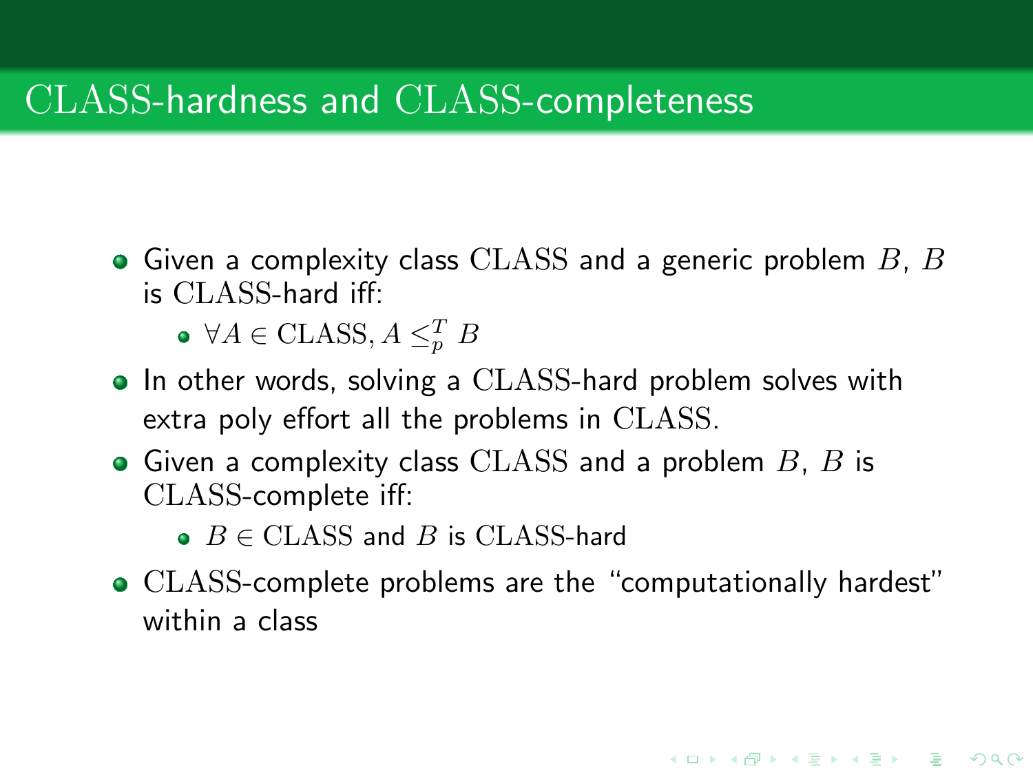# CLASS-hardness and CLASS-completeness

- Given a complexity class $\mathrm{CLASS}$ and a generic problem $B$, $B$ is $\mathrm{CLASS}$-hard iff:
  - $\forall A \in \mathrm{CLASS}, A \leq_p^T B$
- In other words, solving a $\mathrm{CLASS}$-hard problem solves with extra poly effort all the problems in $\mathrm{CLASS}$.
- Given a complexity class $\mathrm{CLASS}$ and a problem $B$, $B$ is $\mathrm{CLASS}$-complete iff:
  - $B \in \mathrm{CLASS}$ and $B$ is $\mathrm{CLASS}$-hard
- $\mathrm{CLASS}$-complete problems are the "computationally hardest" within a class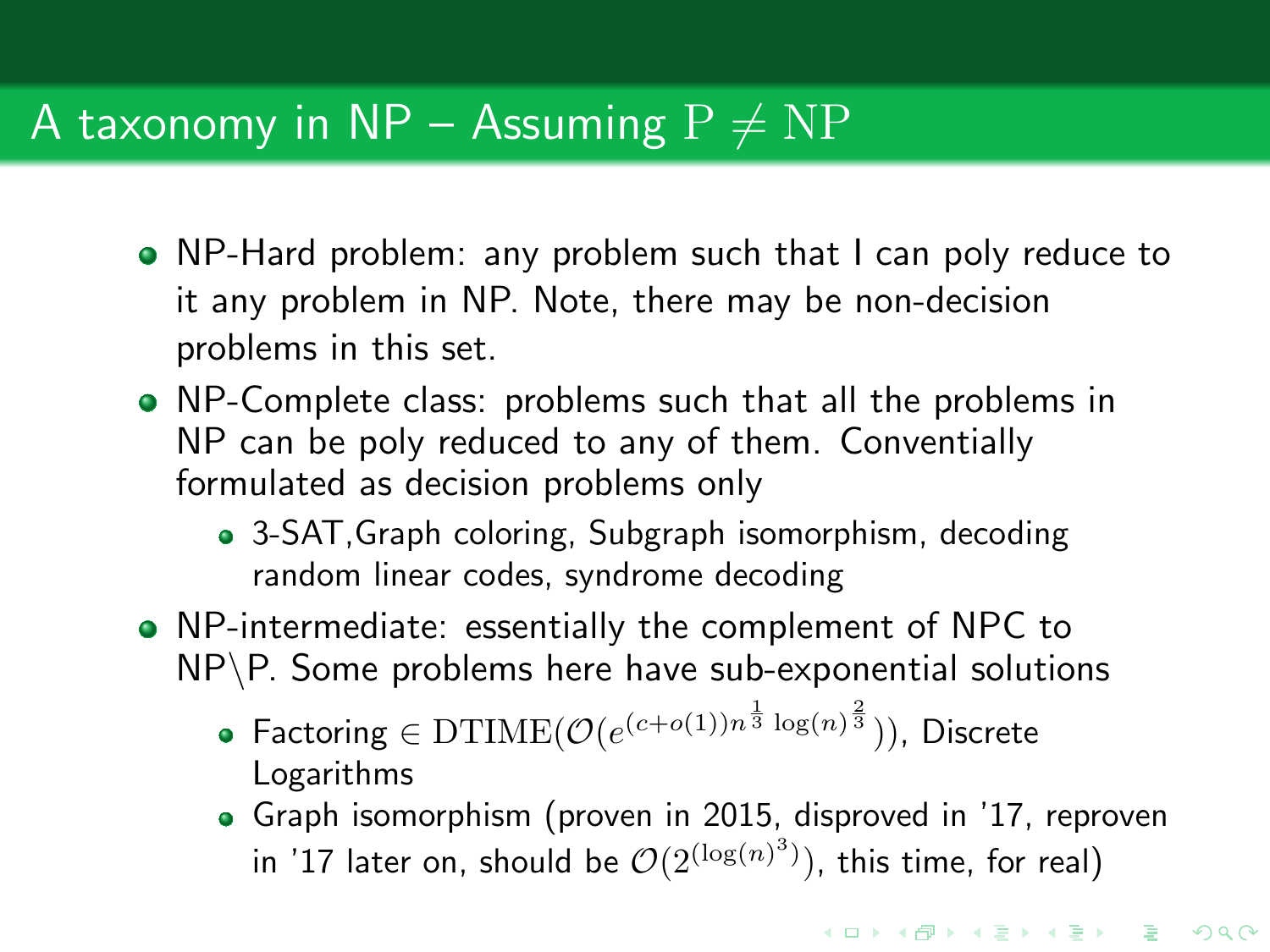# A taxonomy in NP – Assuming $\mathrm{P} \neq \mathrm{NP}$

- NP-Hard problem: any problem such that I can poly reduce to it any problem in NP. Note, there may be non-decision problems in this set.
- NP-Complete class: problems such that all the problems in NP can be poly reduced to any of them. Conventially formulated as decision problems only
  - 3-SAT,Graph coloring, Subgraph isomorphism, decoding random linear codes, syndrome decoding
- NP-intermediate: essentially the complement of NPC to NP\P. Some problems here have sub-exponential solutions
  - Factoring $\in \mathrm{DTIME}(\mathcal{O}(e^{(c+o(1))n^{\frac{1}{3}}\log(n)^{\frac{2}{3}}}))$, Discrete Logarithms
  - Graph isomorphism (proven in 2015, disproved in '17, reproven in '17 later on, should be $\mathcal{O}(2^{(\log(n)^3)})$, this time, for real)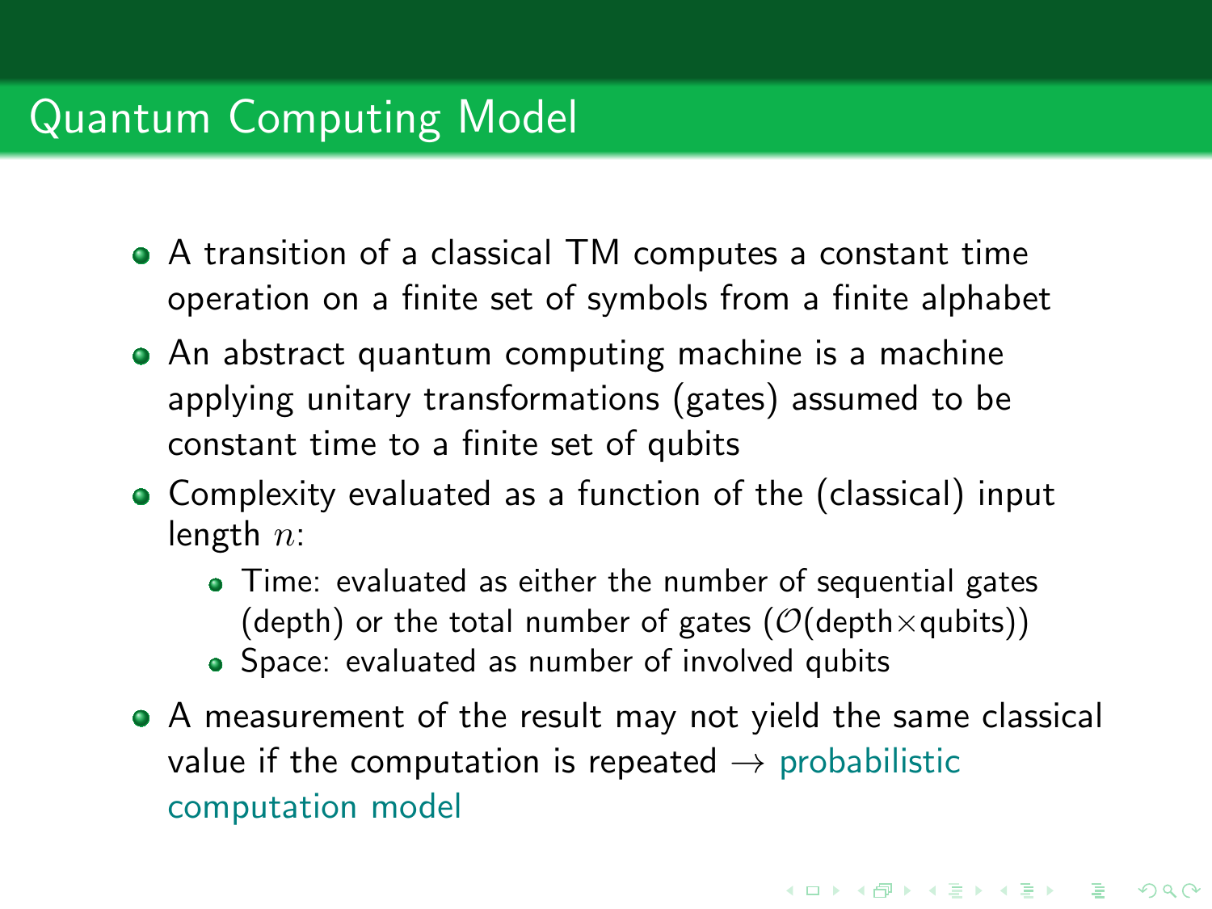# Quantum Computing Model

- A transition of a classical TM computes a constant time operation on a finite set of symbols from a finite alphabet
- An abstract quantum computing machine is a machine applying unitary transformations (gates) assumed to be constant time to a finite set of qubits
- Complexity evaluated as a function of the (classical) input length $n$:
  - Time: evaluated as either the number of sequential gates (depth) or the total number of gates ($\mathcal{O}(\text{depth}\times\text{qubits})$)
  - Space: evaluated as number of involved qubits
- A measurement of the result may not yield the same classical value if the computation is repeated $\rightarrow$ probabilistic computation model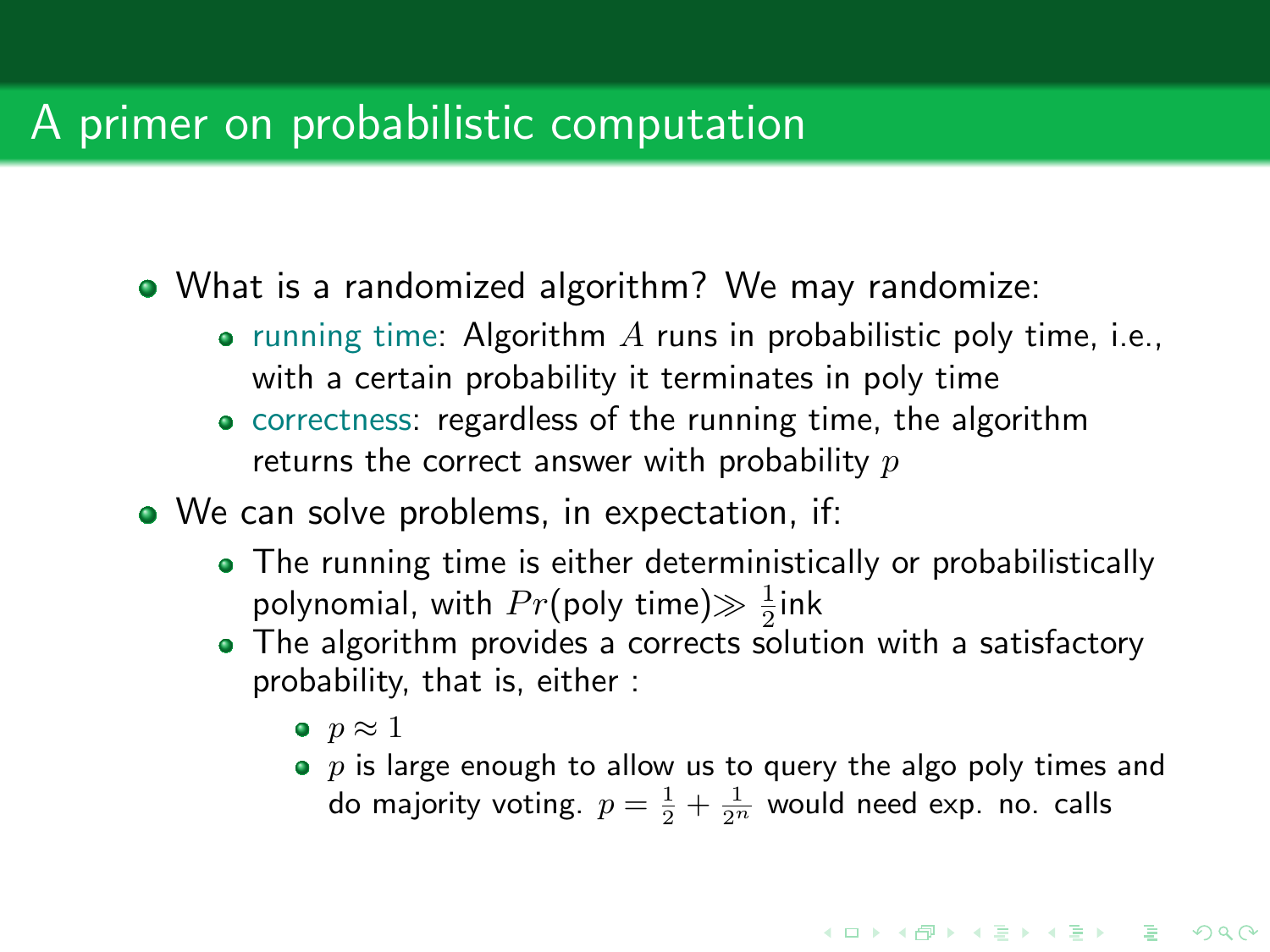# A primer on probabilistic computation

- What is a randomized algorithm? We may randomize:
  - running time: Algorithm $A$ runs in probabilistic poly time, i.e., with a certain probability it terminates in poly time
  - correctness: regardless of the running time, the algorithm returns the correct answer with probability $p$
- We can solve problems, in expectation, if:
  - The running time is either deterministically or probabilistically polynomial, with $Pr$(poly time)$\gg \frac{1}{2}$ink
  - The algorithm provides a corrects solution with a satisfactory probability, that is, either :
    - $p \approx 1$
    - $p$ is large enough to allow us to query the algo poly times and do majority voting. $p = \frac{1}{2} + \frac{1}{2^n}$ would need exp. no. calls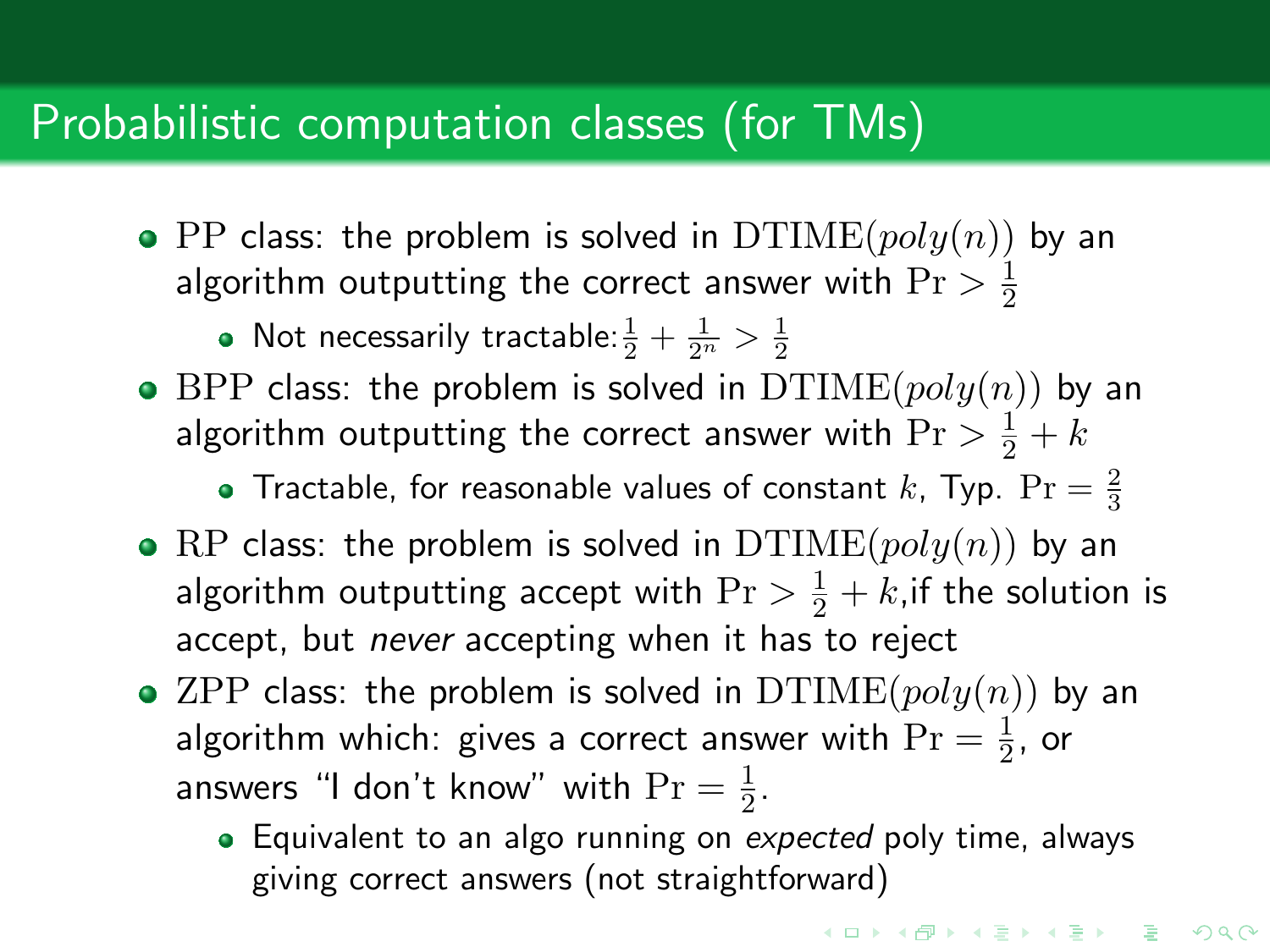# Probabilistic computation classes (for TMs)

- $\mathrm{PP}$ class: the problem is solved in $\mathrm{DTIME}(poly(n))$ by an algorithm outputting the correct answer with $\Pr > \frac{1}{2}$
  - Not necessarily tractable: $\frac{1}{2} + \frac{1}{2^n} > \frac{1}{2}$
- $\mathrm{BPP}$ class: the problem is solved in $\mathrm{DTIME}(poly(n))$ by an algorithm outputting the correct answer with $\Pr > \frac{1}{2} + k$
  - Tractable, for reasonable values of constant $k$, Typ. $\Pr = \frac{2}{3}$
- $\mathrm{RP}$ class: the problem is solved in $\mathrm{DTIME}(poly(n))$ by an algorithm outputting accept with $\Pr > \frac{1}{2} + k$, if the solution is accept, but *never* accepting when it has to reject
- $\mathrm{ZPP}$ class: the problem is solved in $\mathrm{DTIME}(poly(n))$ by an algorithm which: gives a correct answer with $\Pr = \frac{1}{2}$, or answers "I don't know" with $\Pr = \frac{1}{2}$.
  - Equivalent to an algo running on *expected* poly time, always giving correct answers (not straightforward)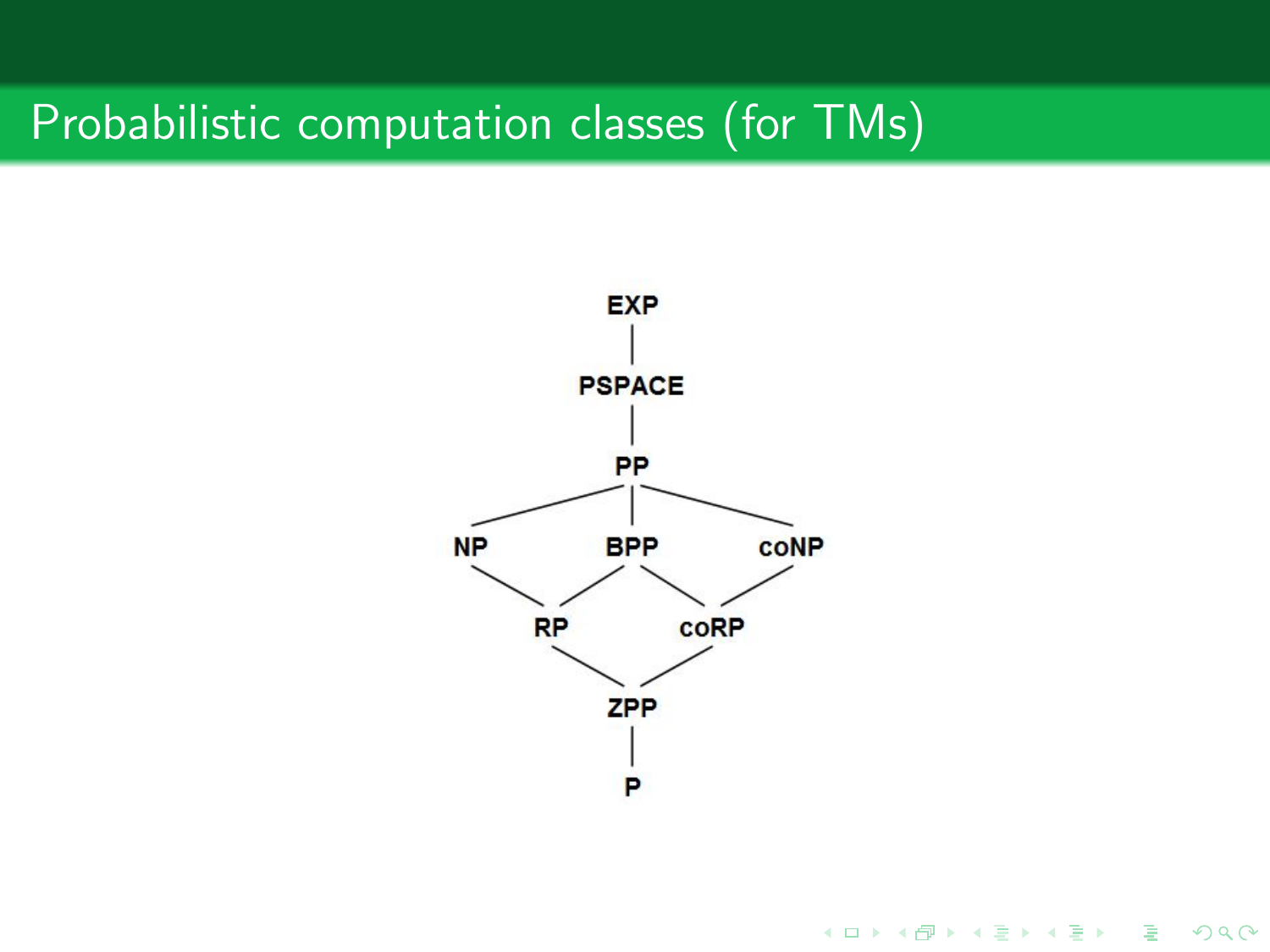# Probabilistic computation classes (for TMs)

EXP

PSPACE

PP

NP

BPP

coNP

RP

coRP

ZPP

P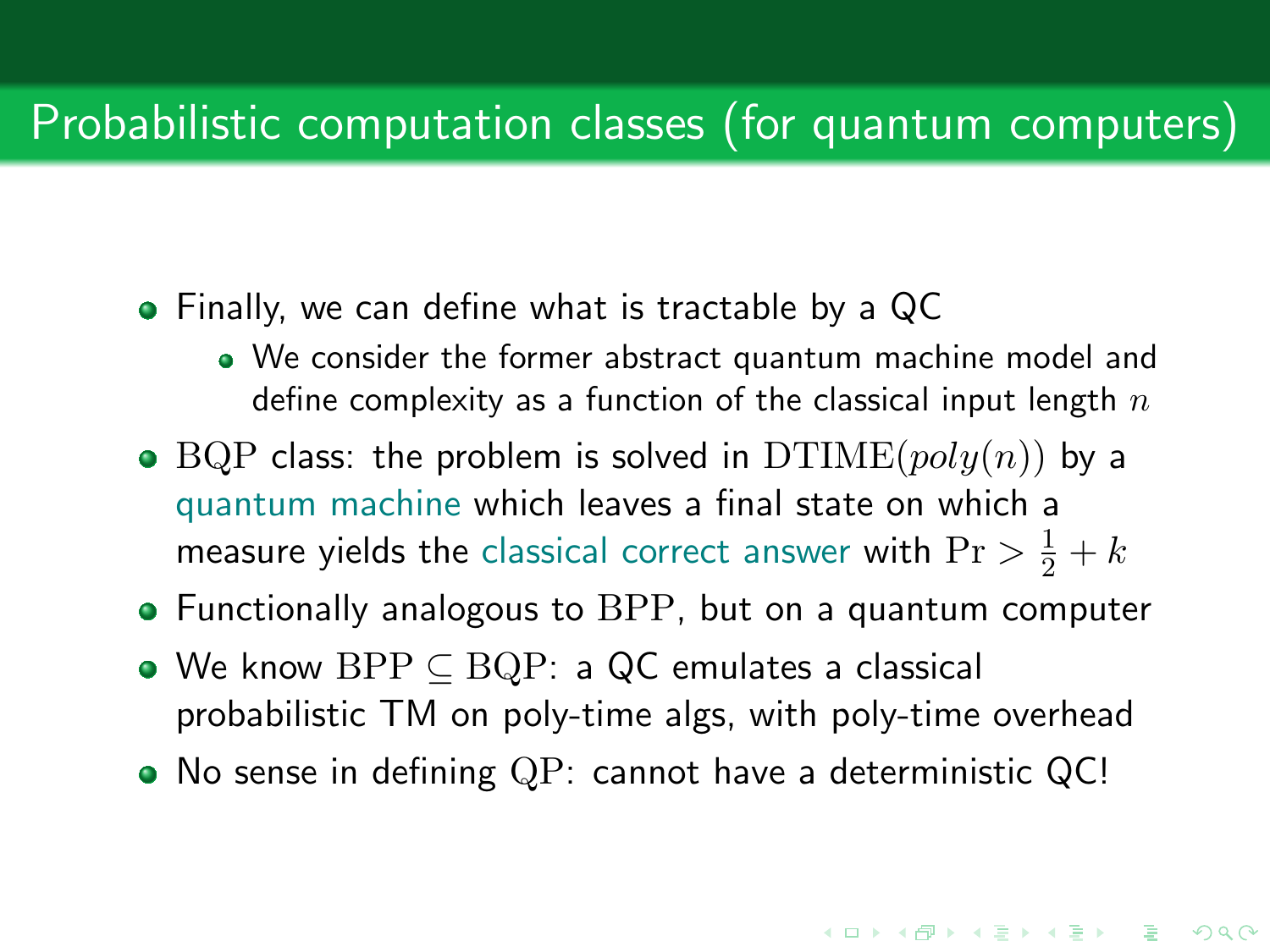# Probabilistic computation classes (for quantum computers)

- Finally, we can define what is tractable by a QC
  - We consider the former abstract quantum machine model and define complexity as a function of the classical input length $n$
- $\mathrm{BQP}$ class: the problem is solved in $\mathrm{DTIME}(poly(n))$ by a quantum machine which leaves a final state on which a measure yields the classical correct answer with $\Pr > \frac{1}{2} + k$
- Functionally analogous to $\mathrm{BPP}$, but on a quantum computer
- We know $\mathrm{BPP} \subseteq \mathrm{BQP}$: a QC emulates a classical probabilistic TM on poly-time algs, with poly-time overhead
- No sense in defining $\mathrm{QP}$: cannot have a deterministic QC!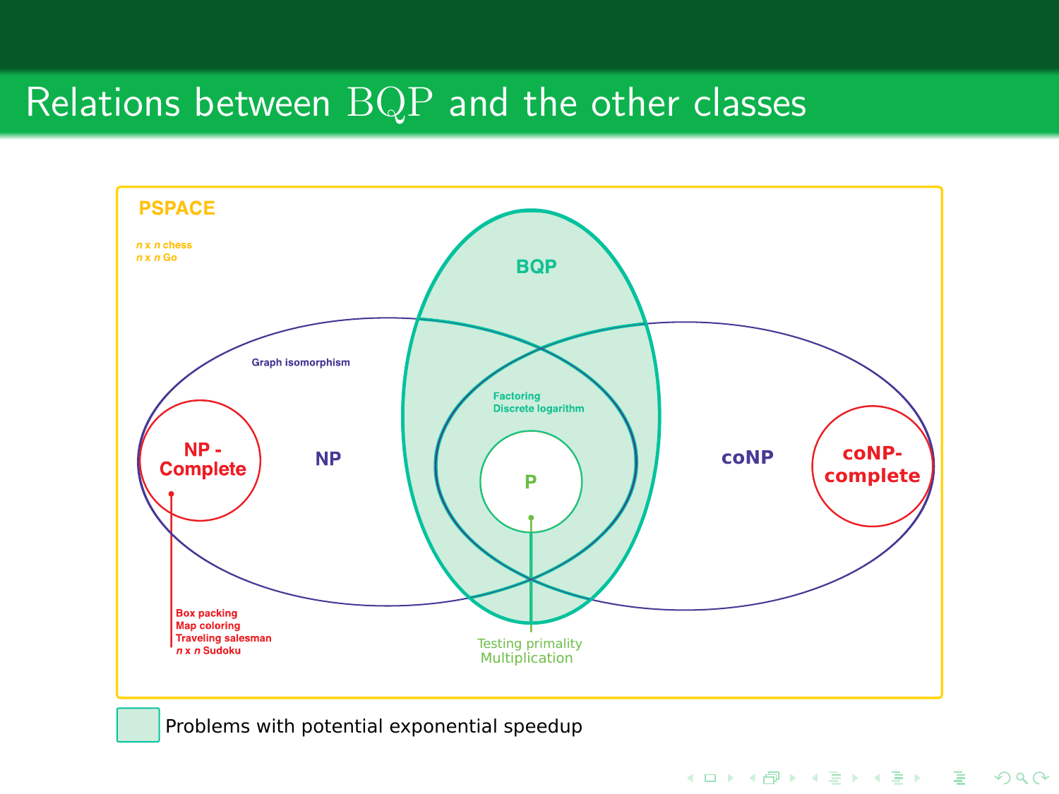# Relations between BQP and the other classes

PSPACE

$n$ x $n$ chess
$n$ x $n$ Go

BQP

Graph isomorphism

Factoring
Discrete logarithm

NP - Complete

NP

P

coNP

coNP-complete

Box packing
Map coloring
Traveling salesman
$n$ x $n$ Sudoku

Testing primality
Multiplication

Problems with potential exponential speedup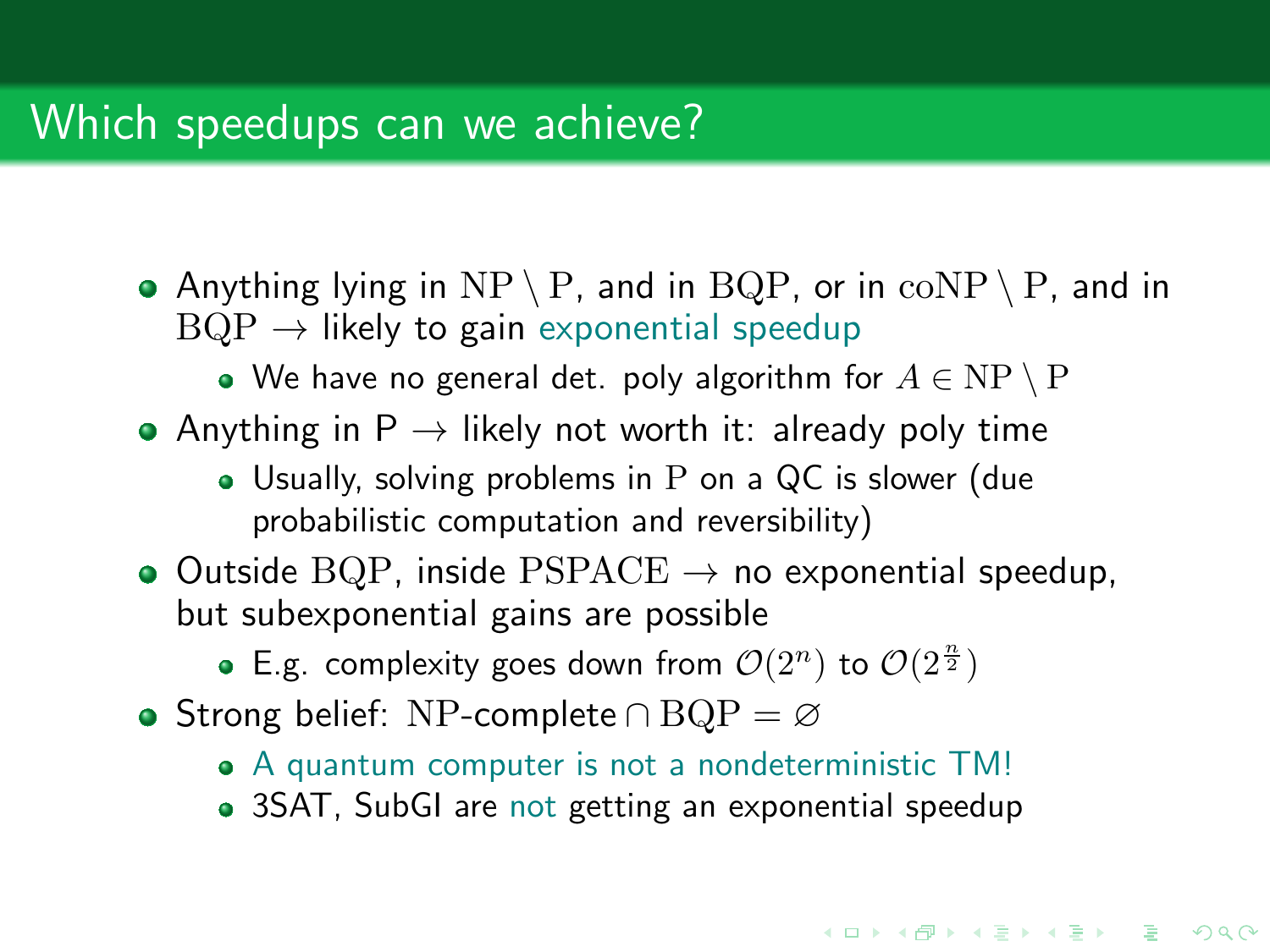## Which speedups can we achieve?

- Anything lying in $\mathrm{NP} \setminus \mathrm{P}$, and in $\mathrm{BQP}$, or in $\mathrm{coNP} \setminus \mathrm{P}$, and in $\mathrm{BQP}$ $\rightarrow$ likely to gain exponential speedup
  - We have no general det. poly algorithm for $A \in \mathrm{NP} \setminus \mathrm{P}$
- Anything in P $\rightarrow$ likely not worth it: already poly time
  - Usually, solving problems in $\mathrm{P}$ on a QC is slower (due probabilistic computation and reversibility)
- Outside $\mathrm{BQP}$, inside $\mathrm{PSPACE}$ $\rightarrow$ no exponential speedup, but subexponential gains are possible
  - E.g. complexity goes down from $\mathcal{O}(2^n)$ to $\mathcal{O}(2^{\frac{n}{2}})$
- Strong belief: $\mathrm{NP}$-complete $\cap\, \mathrm{BQP} = \varnothing$
  - A quantum computer is not a nondeterministic TM!
  - 3SAT, SubGI are not getting an exponential speedup